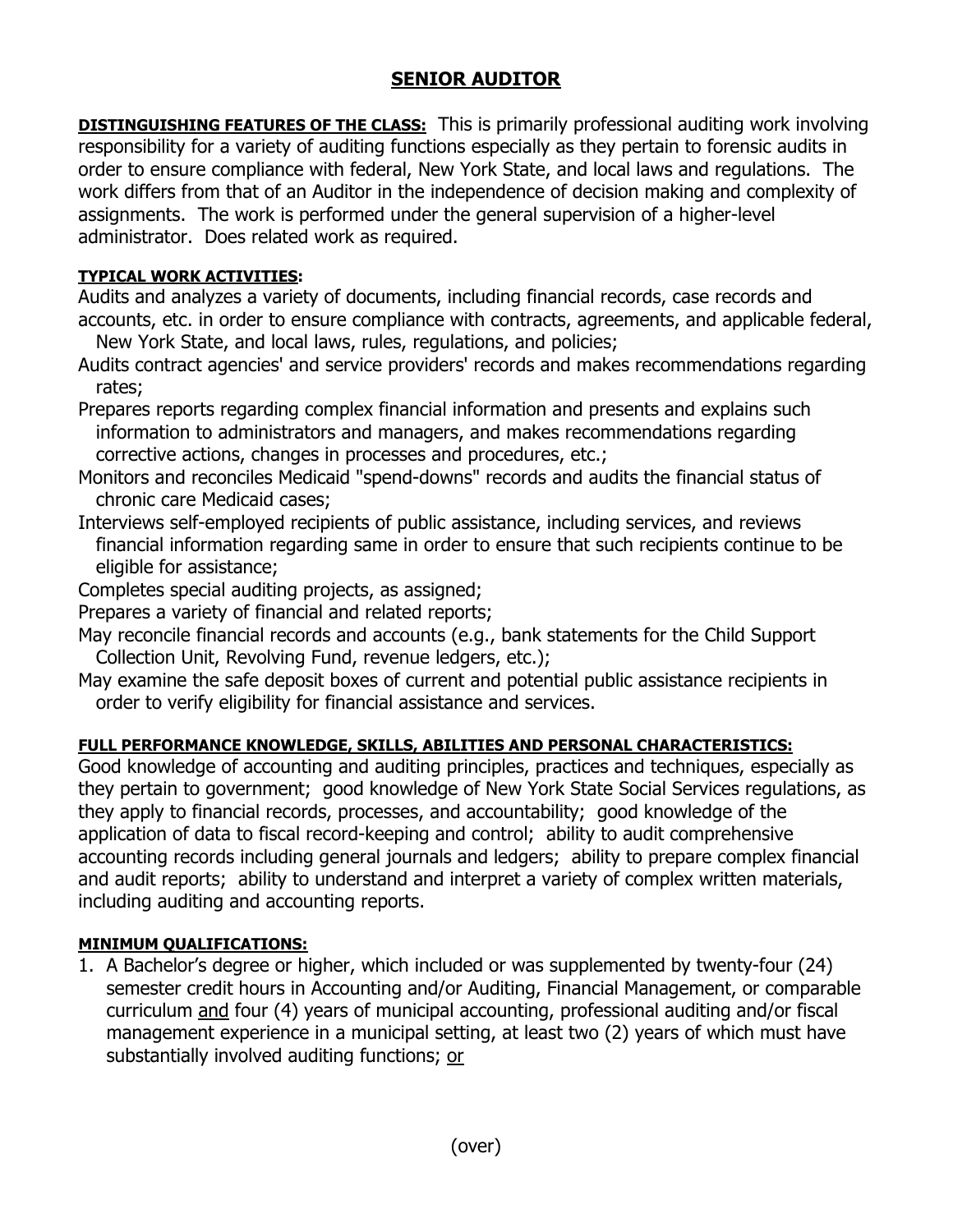# SENIOR AUDITOR

**DISTINGUISHING FEATURES OF THE CLASS:** This is primarily professional auditing work involving responsibility for a variety of auditing functions especially as they pertain to forensic audits in order to ensure compliance with federal, New York State, and local laws and regulations. The work differs from that of an Auditor in the independence of decision making and complexity of assignments. The work is performed under the general supervision of a higher-level administrator. Does related work as required.

**TYPICAL WORK ACTIVITIES:**

Audits and analyzes a variety of documents, including financial records, case records and accounts, etc. in order to ensure compliance with contracts, agreements, and applicable federal, New York State, and local laws, rules, regulations, and policies;

Audits contract agencies' and service providers' records and makes recommendations regarding rates;

Prepares reports regarding complex financial information and presents and explains such information to administrators and managers, and makes recommendations regarding corrective actions, changes in processes and procedures, etc.;

Monitors and reconciles Medicaid "spend-downs" records and audits the financial status of chronic care Medicaid cases;

Interviews self-employed recipients of public assistance, including services, and reviews financial information regarding same in order to ensure that such recipients continue to be eligible for assistance;

Completes special auditing projects, as assigned;

Prepares a variety of financial and related reports;

May reconcile financial records and accounts (e.g., bank statements for the Child Support Collection Unit, Revolving Fund, revenue ledgers, etc.);

May examine the safe deposit boxes of current and potential public assistance recipients in order to verify eligibility for financial assistance and services.

**FULL PERFORMANCE KNOWLEDGE, SKILLS, ABILITIES AND PERSONAL CHARACTERISTICS:**

Good knowledge of accounting and auditing principles, practices and techniques, especially as they pertain to government; good knowledge of New York State Social Services regulations, as they apply to financial records, processes, and accountability; good knowledge of the application of data to fiscal record-keeping and control; ability to audit comprehensive accounting records including general journals and ledgers; ability to prepare complex financial and audit reports; ability to understand and interpret a variety of complex written materials, including auditing and accounting reports.

**MINIMUM QUALIFICATIONS:**

1. A Bachelor's degree or higher, which included or was supplemented by twenty-four (24) semester credit hours in Accounting and/or Auditing, Financial Management, or comparable curriculum and four (4) years of municipal accounting, professional auditing and/or fiscal management experience in a municipal setting, at least two (2) years of which must have substantially involved auditing functions; or

(over)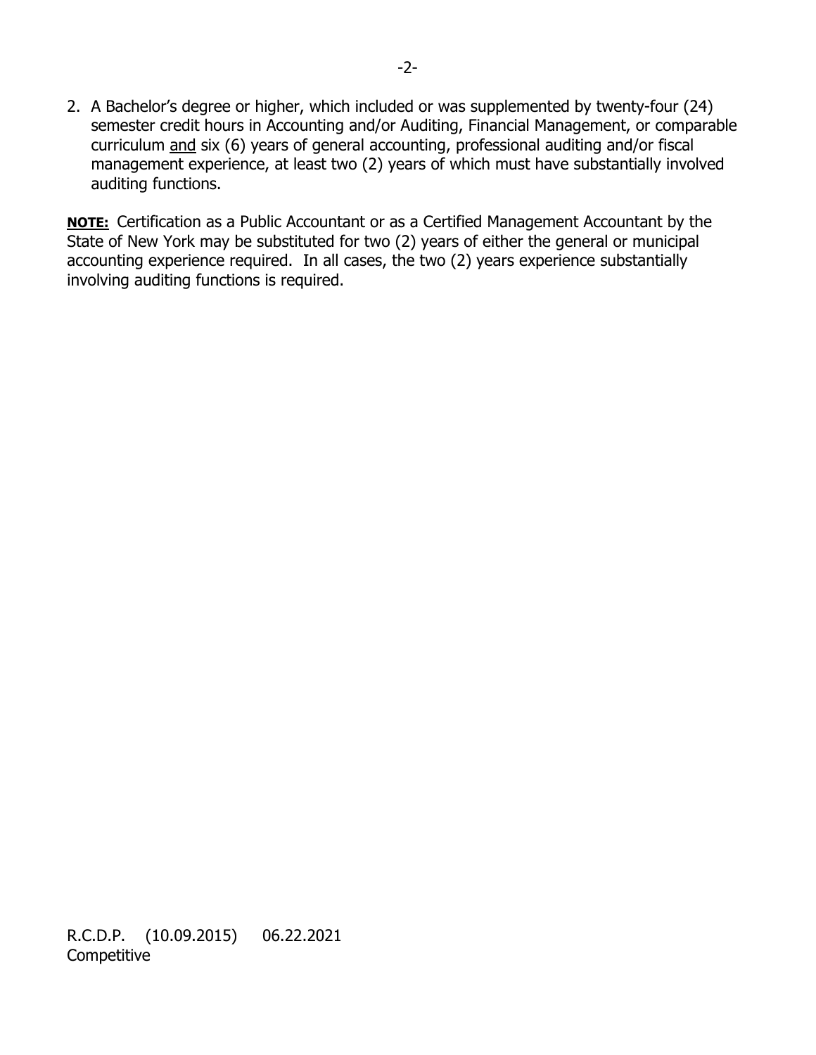2. A Bachelor's degree or higher, which included or was supplemented by twenty-four (24) semester credit hours in Accounting and/or Auditing, Financial Management, or comparable curriculum <u>and</u> six (6) years of general accounting, professional auditing and/or fiscal management experience, at least two (2) years of which must have substantially involved auditing functions.

**<u>NOTE:</u>** Certification as a Public Accountant or as a Certified Management Accountant by the State of New York may be substituted for two (2) years of either the general or municipal accounting experience required. In all cases, the two (2) years experience substantially involving auditing functions is required.

R.C.D.P. (10.09.2015) 06.22.2021
Competitive